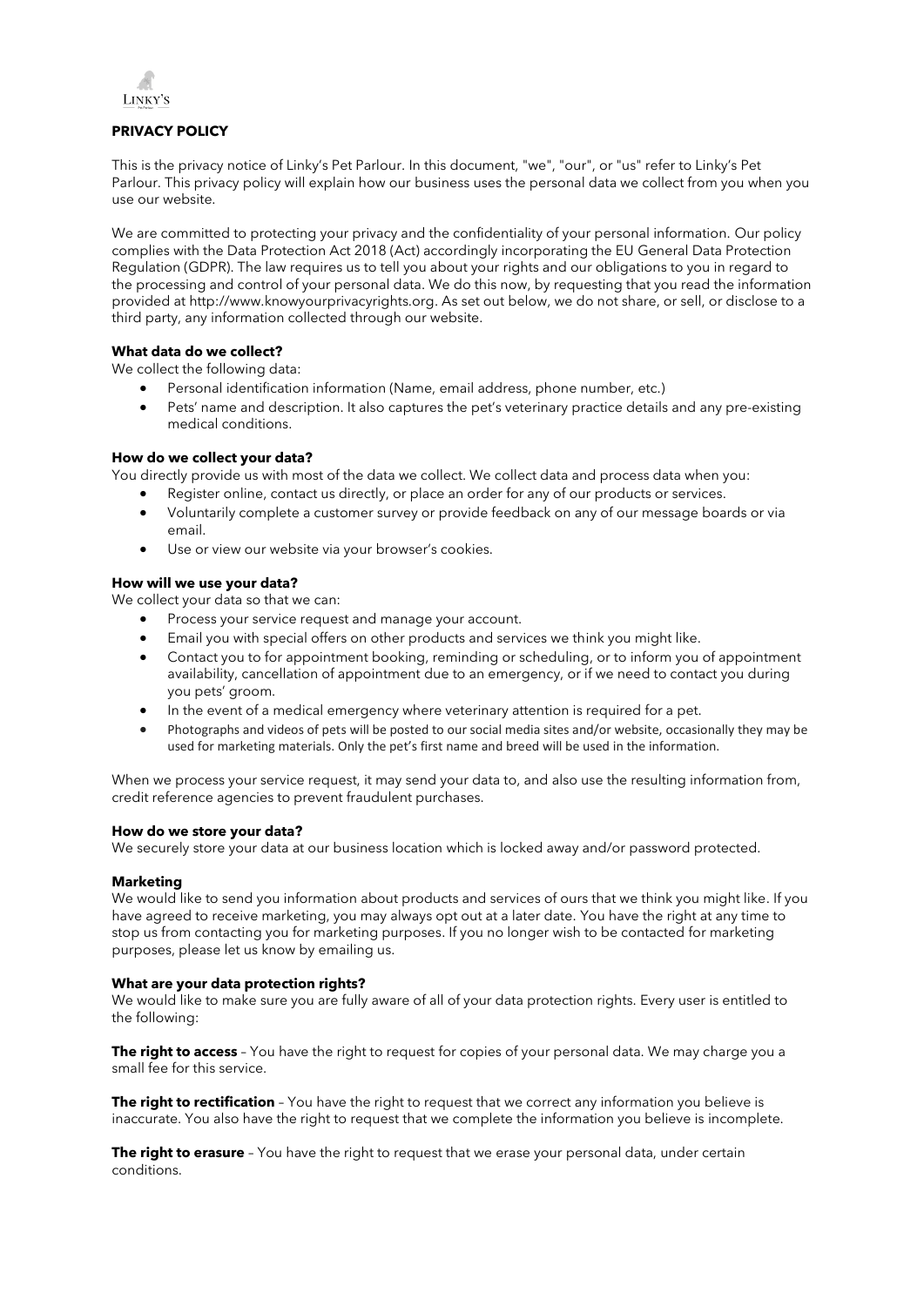LINKY'S

**PRIVACY POLICY**

This is the privacy notice of Linky's Pet Parlour. In this document, "we", "our", or "us" refer to Linky's Pet Parlour. This privacy policy will explain how our business uses the personal data we collect from you when you use our website.

We are committed to protecting your privacy and the confidentiality of your personal information. Our policy complies with the Data Protection Act 2018 (Act) accordingly incorporating the EU General Data Protection Regulation (GDPR). The law requires us to tell you about your rights and our obligations to you in regard to the processing and control of your personal data. We do this now, by requesting that you read the information provided at http://www.knowyourprivacyrights.org. As set out below, we do not share, or sell, or disclose to a third party, any information collected through our website.

**What data do we collect?**

We collect the following data:

- Personal identification information (Name, email address, phone number, etc.)
- Pets' name and description. It also captures the pet's veterinary practice details and any pre-existing medical conditions.

**How do we collect your data?**

You directly provide us with most of the data we collect. We collect data and process data when you:

- Register online, contact us directly, or place an order for any of our products or services.
- Voluntarily complete a customer survey or provide feedback on any of our message boards or via email.
- Use or view our website via your browser's cookies.

**How will we use your data?**

We collect your data so that we can:

- Process your service request and manage your account.
- Email you with special offers on other products and services we think you might like.
- Contact you to for appointment booking, reminding or scheduling, or to inform you of appointment availability, cancellation of appointment due to an emergency, or if we need to contact you during you pets' groom.
- In the event of a medical emergency where veterinary attention is required for a pet.
- Photographs and videos of pets will be posted to our social media sites and/or website, occasionally they may be used for marketing materials. Only the pet's first name and breed will be used in the information.

When we process your service request, it may send your data to, and also use the resulting information from, credit reference agencies to prevent fraudulent purchases.

**How do we store your data?**

We securely store your data at our business location which is locked away and/or password protected.

**Marketing**

We would like to send you information about products and services of ours that we think you might like. If you have agreed to receive marketing, you may always opt out at a later date. You have the right at any time to stop us from contacting you for marketing purposes. If you no longer wish to be contacted for marketing purposes, please let us know by emailing us.

**What are your data protection rights?**

We would like to make sure you are fully aware of all of your data protection rights. Every user is entitled to the following:

**The right to access** – You have the right to request for copies of your personal data. We may charge you a small fee for this service.

**The right to rectification** – You have the right to request that we correct any information you believe is inaccurate. You also have the right to request that we complete the information you believe is incomplete.

**The right to erasure** – You have the right to request that we erase your personal data, under certain conditions.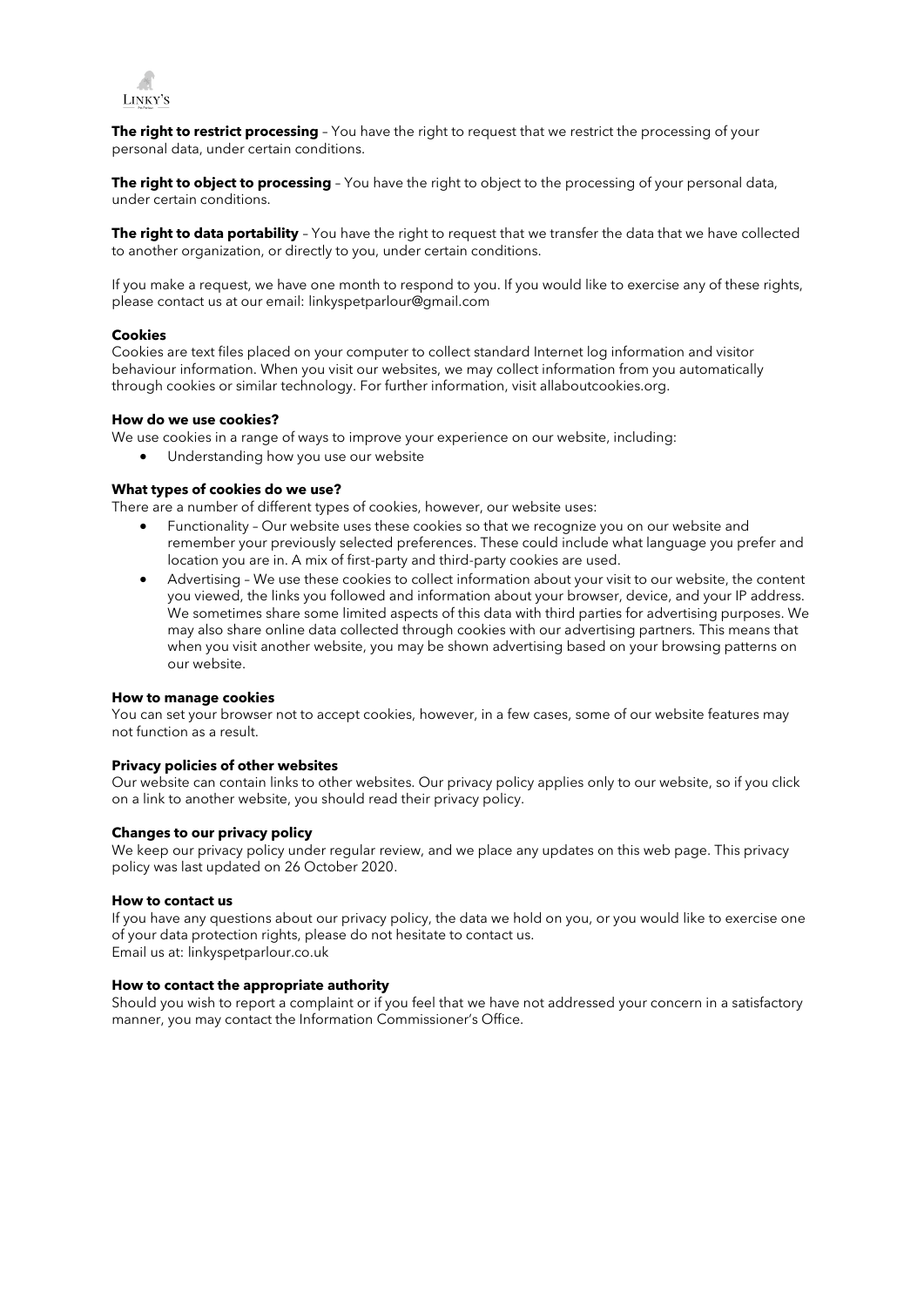**The right to restrict processing** – You have the right to request that we restrict the processing of your personal data, under certain conditions.

**The right to object to processing** – You have the right to object to the processing of your personal data, under certain conditions.

**The right to data portability** – You have the right to request that we transfer the data that we have collected to another organization, or directly to you, under certain conditions.

If you make a request, we have one month to respond to you. If you would like to exercise any of these rights, please contact us at our email: linkyspetparlour@gmail.com

**Cookies**

Cookies are text files placed on your computer to collect standard Internet log information and visitor behaviour information. When you visit our websites, we may collect information from you automatically through cookies or similar technology. For further information, visit allaboutcookies.org.

**How do we use cookies?**

We use cookies in a range of ways to improve your experience on our website, including:

- Understanding how you use our website

**What types of cookies do we use?**

There are a number of different types of cookies, however, our website uses:

- Functionality – Our website uses these cookies so that we recognize you on our website and remember your previously selected preferences. These could include what language you prefer and location you are in. A mix of first-party and third-party cookies are used.
- Advertising – We use these cookies to collect information about your visit to our website, the content you viewed, the links you followed and information about your browser, device, and your IP address. We sometimes share some limited aspects of this data with third parties for advertising purposes. We may also share online data collected through cookies with our advertising partners. This means that when you visit another website, you may be shown advertising based on your browsing patterns on our website.

**How to manage cookies**

You can set your browser not to accept cookies, however, in a few cases, some of our website features may not function as a result.

**Privacy policies of other websites**

Our website can contain links to other websites. Our privacy policy applies only to our website, so if you click on a link to another website, you should read their privacy policy.

**Changes to our privacy policy**

We keep our privacy policy under regular review, and we place any updates on this web page. This privacy policy was last updated on 26 October 2020.

**How to contact us**

If you have any questions about our privacy policy, the data we hold on you, or you would like to exercise one of your data protection rights, please do not hesitate to contact us.
Email us at: linkyspetparlour.co.uk

**How to contact the appropriate authority**

Should you wish to report a complaint or if you feel that we have not addressed your concern in a satisfactory manner, you may contact the Information Commissioner's Office.